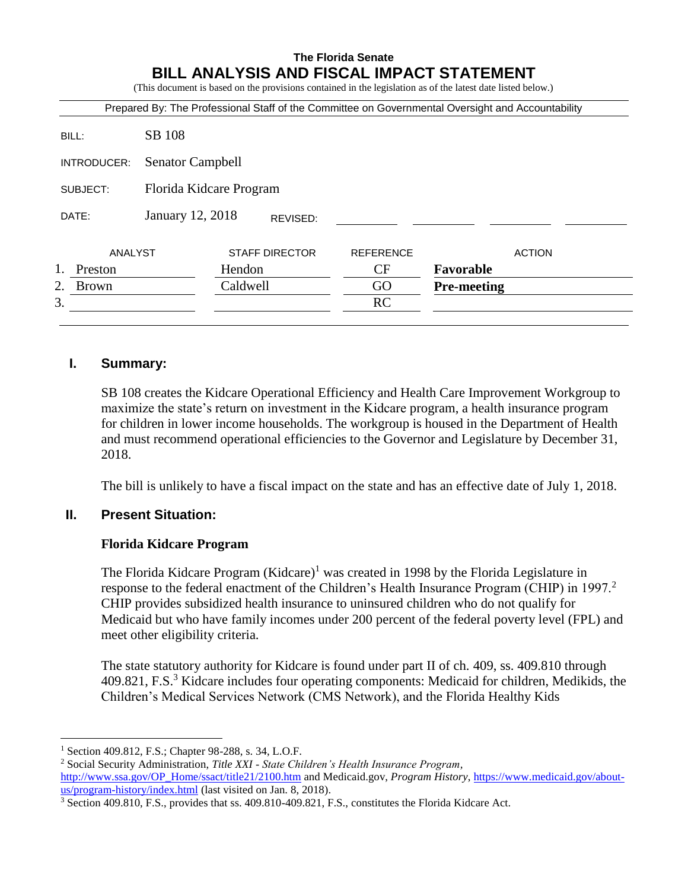**The Florida Senate**

# BILL ANALYSIS AND FISCAL IMPACT STATEMENT

(This document is based on the provisions contained in the legislation as of the latest date listed below.)

Prepared By: The Professional Staff of the Committee on Governmental Oversight and Accountability

| | |
|---|---|
| BILL: | SB 108 |
| INTRODUCER: | Senator Campbell |
| SUBJECT: | Florida Kidcare Program |
| DATE: | January 12, 2018 REVISED: |

| ANALYST | STAFF DIRECTOR | REFERENCE | ACTION |
|---|---|---|---|
| 1. Preston | Hendon | CF | **Favorable** |
| 2. Brown | Caldwell | GO | **Pre-meeting** |
| 3. | | RC | |

## I. Summary:

SB 108 creates the Kidcare Operational Efficiency and Health Care Improvement Workgroup to maximize the state's return on investment in the Kidcare program, a health insurance program for children in lower income households. The workgroup is housed in the Department of Health and must recommend operational efficiencies to the Governor and Legislature by December 31, 2018.

The bill is unlikely to have a fiscal impact on the state and has an effective date of July 1, 2018.

## II. Present Situation:

### Florida Kidcare Program

The Florida Kidcare Program (Kidcare)[1] was created in 1998 by the Florida Legislature in response to the federal enactment of the Children's Health Insurance Program (CHIP) in 1997.[2] CHIP provides subsidized health insurance to uninsured children who do not qualify for Medicaid but who have family incomes under 200 percent of the federal poverty level (FPL) and meet other eligibility criteria.

The state statutory authority for Kidcare is found under part II of ch. 409, ss. 409.810 through 409.821, F.S.[3] Kidcare includes four operating components: Medicaid for children, Medikids, the Children's Medical Services Network (CMS Network), and the Florida Healthy Kids

---

[1] Section 409.812, F.S.; Chapter 98-288, s. 34, L.O.F.

[2] Social Security Administration, *Title XXI - State Children's Health Insurance Program*, http://www.ssa.gov/OP_Home/ssact/title21/2100.htm and Medicaid.gov, *Program History*, https://www.medicaid.gov/about-us/program-history/index.html (last visited on Jan. 8, 2018).

[3] Section 409.810, F.S., provides that ss. 409.810-409.821, F.S., constitutes the Florida Kidcare Act.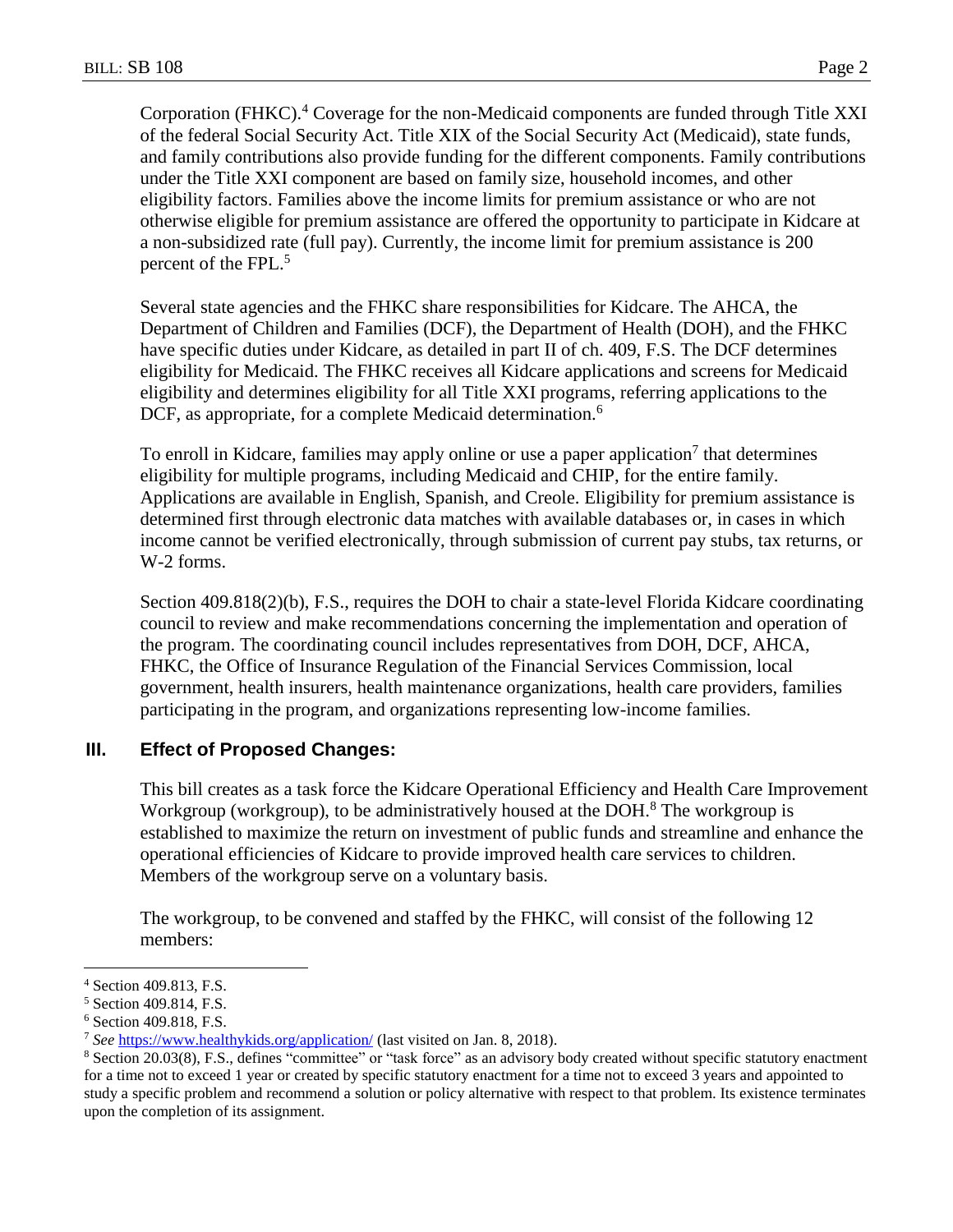Corporation (FHKC).[4] Coverage for the non-Medicaid components are funded through Title XXI of the federal Social Security Act. Title XIX of the Social Security Act (Medicaid), state funds, and family contributions also provide funding for the different components. Family contributions under the Title XXI component are based on family size, household incomes, and other eligibility factors. Families above the income limits for premium assistance or who are not otherwise eligible for premium assistance are offered the opportunity to participate in Kidcare at a non-subsidized rate (full pay). Currently, the income limit for premium assistance is 200 percent of the FPL.[5]

Several state agencies and the FHKC share responsibilities for Kidcare. The AHCA, the Department of Children and Families (DCF), the Department of Health (DOH), and the FHKC have specific duties under Kidcare, as detailed in part II of ch. 409, F.S. The DCF determines eligibility for Medicaid. The FHKC receives all Kidcare applications and screens for Medicaid eligibility and determines eligibility for all Title XXI programs, referring applications to the DCF, as appropriate, for a complete Medicaid determination.[6]

To enroll in Kidcare, families may apply online or use a paper application[7] that determines eligibility for multiple programs, including Medicaid and CHIP, for the entire family. Applications are available in English, Spanish, and Creole. Eligibility for premium assistance is determined first through electronic data matches with available databases or, in cases in which income cannot be verified electronically, through submission of current pay stubs, tax returns, or W-2 forms.

Section 409.818(2)(b), F.S., requires the DOH to chair a state-level Florida Kidcare coordinating council to review and make recommendations concerning the implementation and operation of the program. The coordinating council includes representatives from DOH, DCF, AHCA, FHKC, the Office of Insurance Regulation of the Financial Services Commission, local government, health insurers, health maintenance organizations, health care providers, families participating in the program, and organizations representing low-income families.

## III. Effect of Proposed Changes:

This bill creates as a task force the Kidcare Operational Efficiency and Health Care Improvement Workgroup (workgroup), to be administratively housed at the DOH.[8] The workgroup is established to maximize the return on investment of public funds and streamline and enhance the operational efficiencies of Kidcare to provide improved health care services to children. Members of the workgroup serve on a voluntary basis.

The workgroup, to be convened and staffed by the FHKC, will consist of the following 12 members:

---

[4] Section 409.813, F.S.

[5] Section 409.814, F.S.

[6] Section 409.818, F.S.

[7] *See* https://www.healthykids.org/application/ (last visited on Jan. 8, 2018).

[8] Section 20.03(8), F.S., defines "committee" or "task force" as an advisory body created without specific statutory enactment for a time not to exceed 1 year or created by specific statutory enactment for a time not to exceed 3 years and appointed to study a specific problem and recommend a solution or policy alternative with respect to that problem. Its existence terminates upon the completion of its assignment.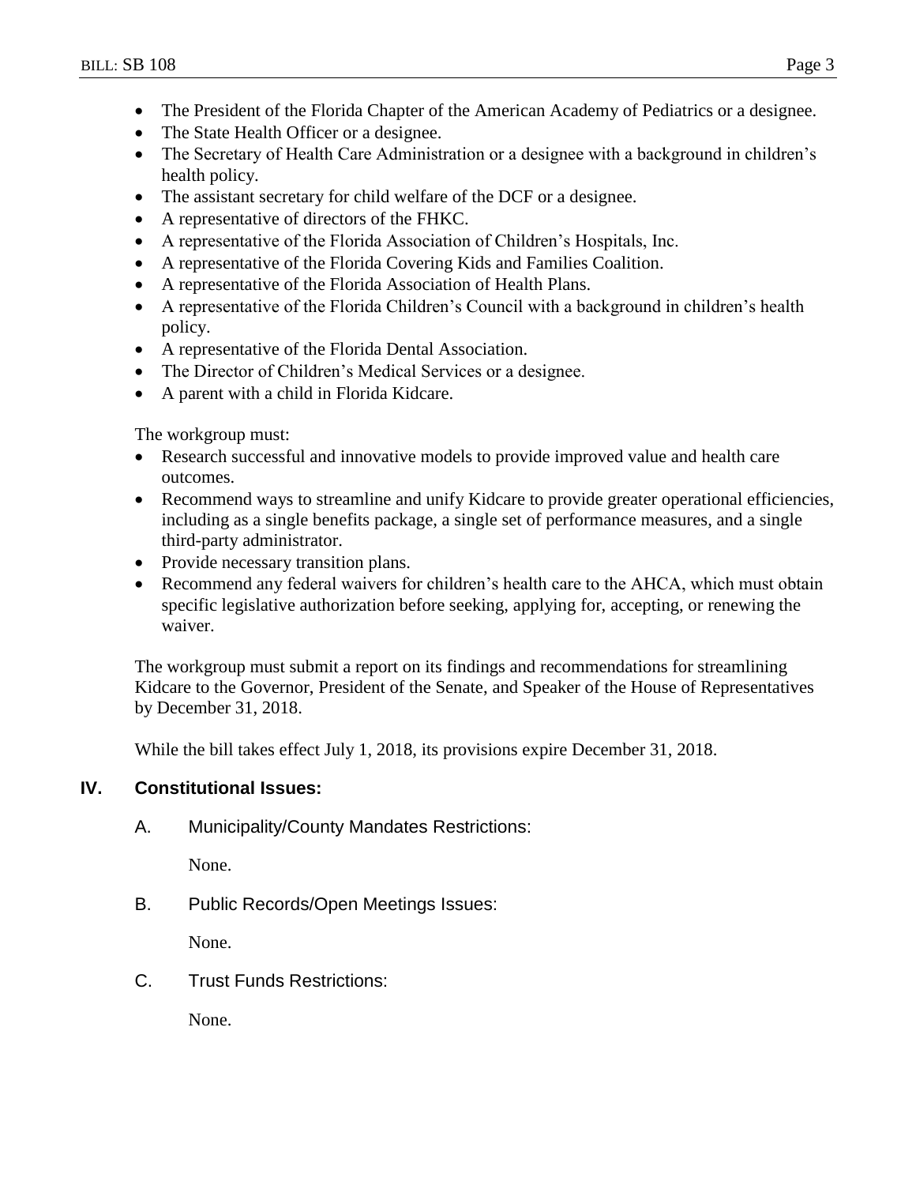- The President of the Florida Chapter of the American Academy of Pediatrics or a designee.
- The State Health Officer or a designee.
- The Secretary of Health Care Administration or a designee with a background in children's health policy.
- The assistant secretary for child welfare of the DCF or a designee.
- A representative of directors of the FHKC.
- A representative of the Florida Association of Children's Hospitals, Inc.
- A representative of the Florida Covering Kids and Families Coalition.
- A representative of the Florida Association of Health Plans.
- A representative of the Florida Children's Council with a background in children's health policy.
- A representative of the Florida Dental Association.
- The Director of Children's Medical Services or a designee.
- A parent with a child in Florida Kidcare.

The workgroup must:

- Research successful and innovative models to provide improved value and health care outcomes.
- Recommend ways to streamline and unify Kidcare to provide greater operational efficiencies, including as a single benefits package, a single set of performance measures, and a single third-party administrator.
- Provide necessary transition plans.
- Recommend any federal waivers for children's health care to the AHCA, which must obtain specific legislative authorization before seeking, applying for, accepting, or renewing the waiver.

The workgroup must submit a report on its findings and recommendations for streamlining Kidcare to the Governor, President of the Senate, and Speaker of the House of Representatives by December 31, 2018.

While the bill takes effect July 1, 2018, its provisions expire December 31, 2018.

## IV. Constitutional Issues:

### A. Municipality/County Mandates Restrictions:

None.

### B. Public Records/Open Meetings Issues:

None.

### C. Trust Funds Restrictions:

None.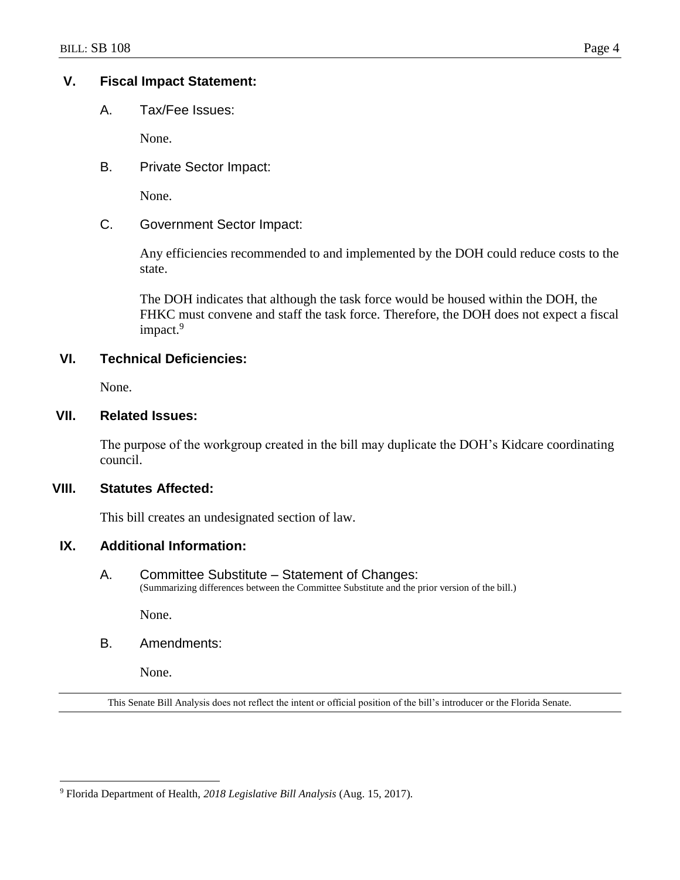## V. Fiscal Impact Statement:

### A. Tax/Fee Issues:

None.

### B. Private Sector Impact:

None.

### C. Government Sector Impact:

Any efficiencies recommended to and implemented by the DOH could reduce costs to the state.

The DOH indicates that although the task force would be housed within the DOH, the FHKC must convene and staff the task force. Therefore, the DOH does not expect a fiscal impact.[9]

## VI. Technical Deficiencies:

None.

## VII. Related Issues:

The purpose of the workgroup created in the bill may duplicate the DOH's Kidcare coordinating council.

## VIII. Statutes Affected:

This bill creates an undesignated section of law.

## IX. Additional Information:

### A. Committee Substitute – Statement of Changes:

(Summarizing differences between the Committee Substitute and the prior version of the bill.)

None.

### B. Amendments:

None.

This Senate Bill Analysis does not reflect the intent or official position of the bill's introducer or the Florida Senate.

---

[9] Florida Department of Health, *2018 Legislative Bill Analysis* (Aug. 15, 2017).